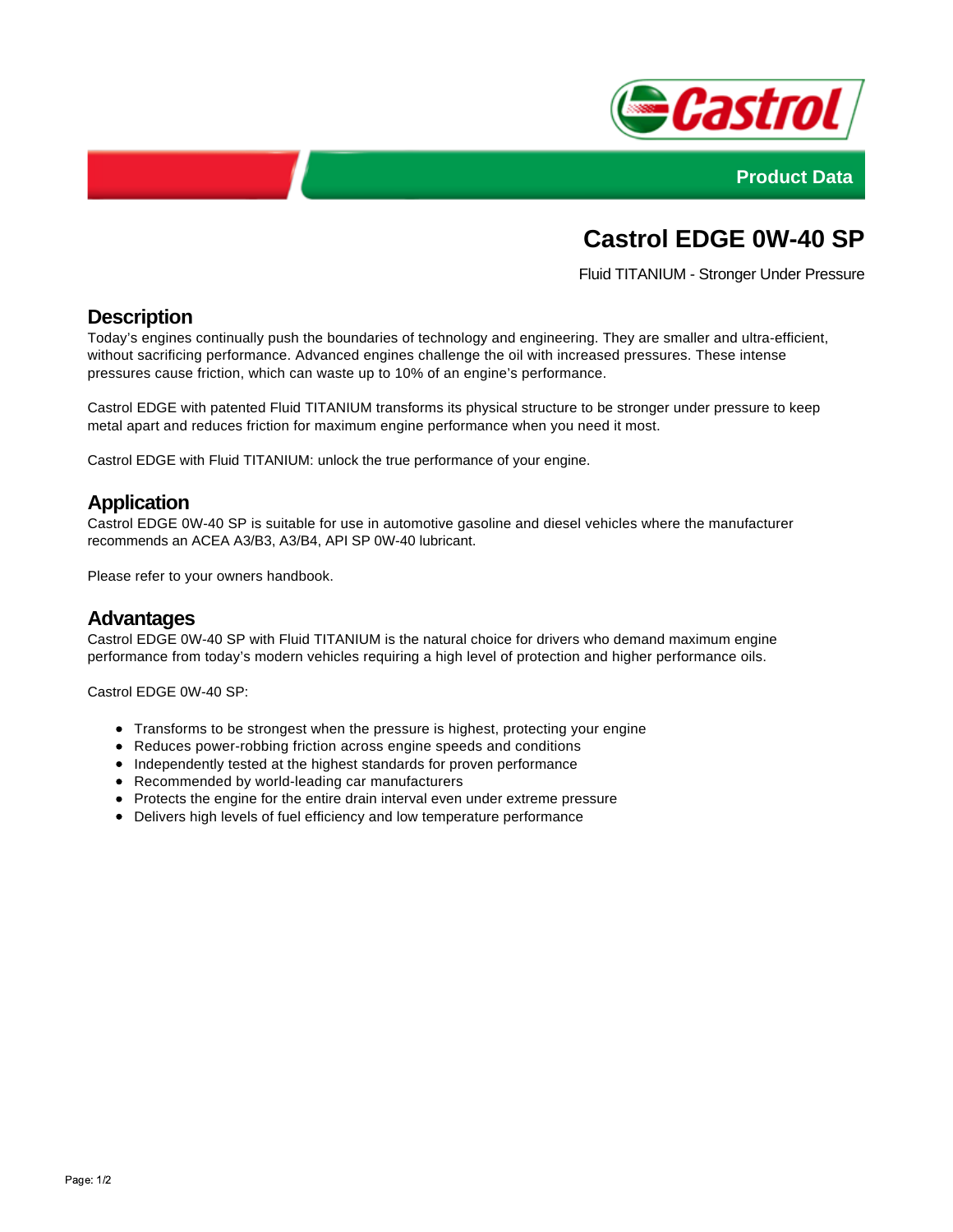Product Data

# Castrol EDGE 0W-40 SP

Fluid TITANIUM - Stronger Under Pressure

## Description

Today's engines continually push the boundaries of technology and engineering. They are smaller and ultra-efficient, without sacrificing performance. Advanced engines challenge the oil with increased pressures. These intense pressures cause friction, which can waste up to 10% of an engine's performance.

Castrol EDGE with patented Fluid TITANIUM transforms its physical structure to be stronger under pressure to keep metal apart and reduces friction for maximum engine performance when you need it most.

Castrol EDGE with Fluid TITANIUM: unlock the true performance of your engine.

## Application

Castrol EDGE 0W-40 SP is suitable for use in automotive gasoline and diesel vehicles where the manufacturer recommends an ACEA A3/B3, A3/B4, API SP 0W-40 lubricant.

Please refer to your owners handbook.

## Advantages

Castrol EDGE 0W-40 SP with Fluid TITANIUM is the natural choice for drivers who demand maximum engine performance from today's modern vehicles requiring a high level of protection and higher performance oils.

Castrol EDGE 0W-40 SP:

- Transforms to be strongest when the pressure is highest, protecting your engine
- Reduces power-robbing friction across engine speeds and conditions
- Independently tested at the highest standards for proven performance
- Recommended by world-leading car manufacturers
- Protects the engine for the entire drain interval even under extreme pressure
- Delivers high levels of fuel efficiency and low temperature performance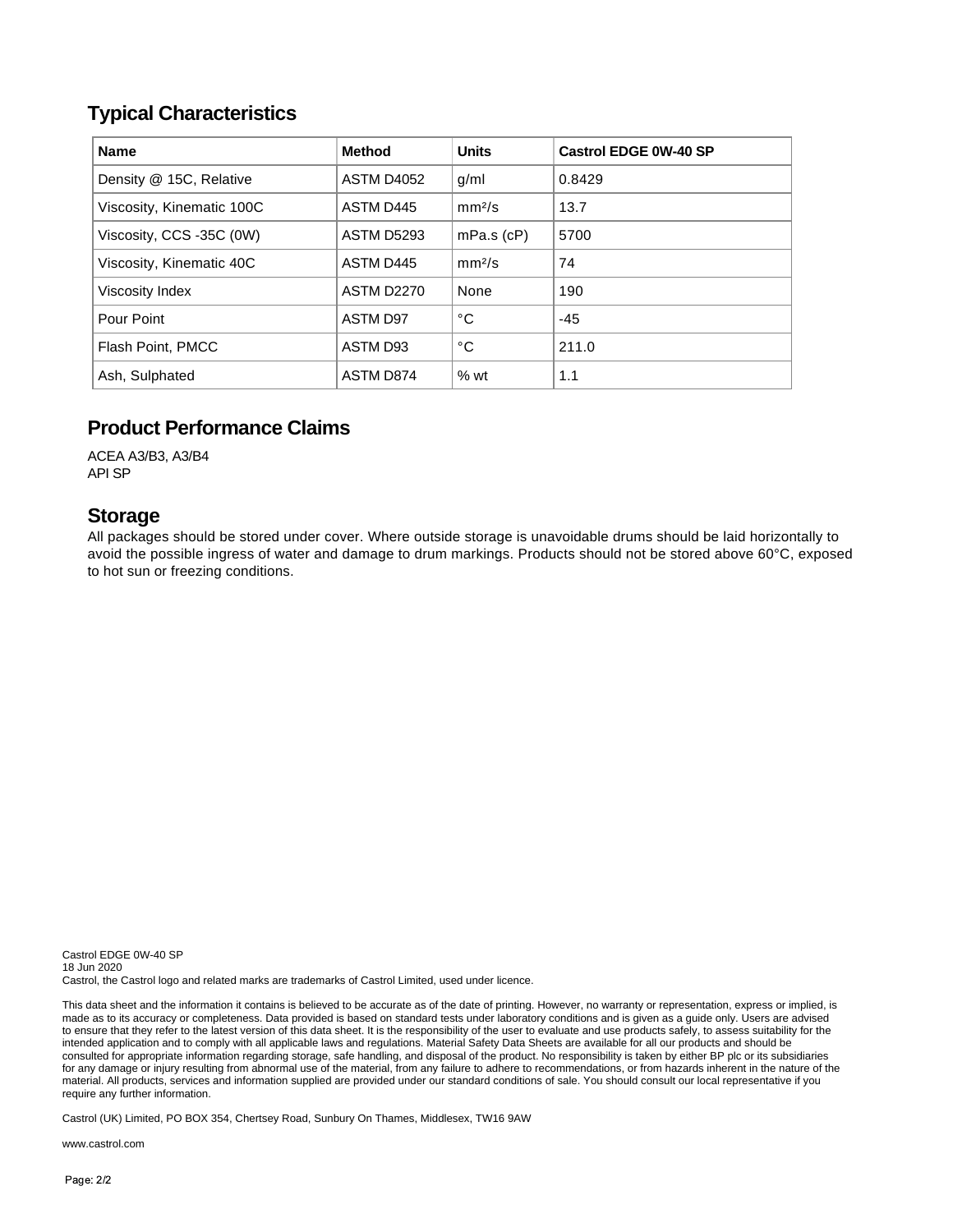## Typical Characteristics

| Name | Method | Units | Castrol EDGE 0W-40 SP |
|---|---|---|---|
| Density @ 15C, Relative | ASTM D4052 | g/ml | 0.8429 |
| Viscosity, Kinematic 100C | ASTM D445 | $mm^2/s$ | 13.7 |
| Viscosity, CCS -35C (0W) | ASTM D5293 | mPa.s (cP) | 5700 |
| Viscosity, Kinematic 40C | ASTM D445 | $mm^2/s$ | 74 |
| Viscosity Index | ASTM D2270 | None | 190 |
| Pour Point | ASTM D97 | °C | -45 |
| Flash Point, PMCC | ASTM D93 | °C | 211.0 |
| Ash, Sulphated | ASTM D874 | % wt | 1.1 |

## Product Performance Claims

ACEA A3/B3, A3/B4
API SP

## Storage

All packages should be stored under cover. Where outside storage is unavoidable drums should be laid horizontally to avoid the possible ingress of water and damage to drum markings. Products should not be stored above 60°C, exposed to hot sun or freezing conditions.

Castrol EDGE 0W-40 SP
18 Jun 2020
Castrol, the Castrol logo and related marks are trademarks of Castrol Limited, used under licence.

This data sheet and the information it contains is believed to be accurate as of the date of printing. However, no warranty or representation, express or implied, is made as to its accuracy or completeness. Data provided is based on standard tests under laboratory conditions and is given as a guide only. Users are advised to ensure that they refer to the latest version of this data sheet. It is the responsibility of the user to evaluate and use products safely, to assess suitability for the intended application and to comply with all applicable laws and regulations. Material Safety Data Sheets are available for all our products and should be consulted for appropriate information regarding storage, safe handling, and disposal of the product. No responsibility is taken by either BP plc or its subsidiaries for any damage or injury resulting from abnormal use of the material, from any failure to adhere to recommendations, or from hazards inherent in the nature of the material. All products, services and information supplied are provided under our standard conditions of sale. You should consult our local representative if you require any further information.

Castrol (UK) Limited, PO BOX 354, Chertsey Road, Sunbury On Thames, Middlesex, TW16 9AW

www.castrol.com